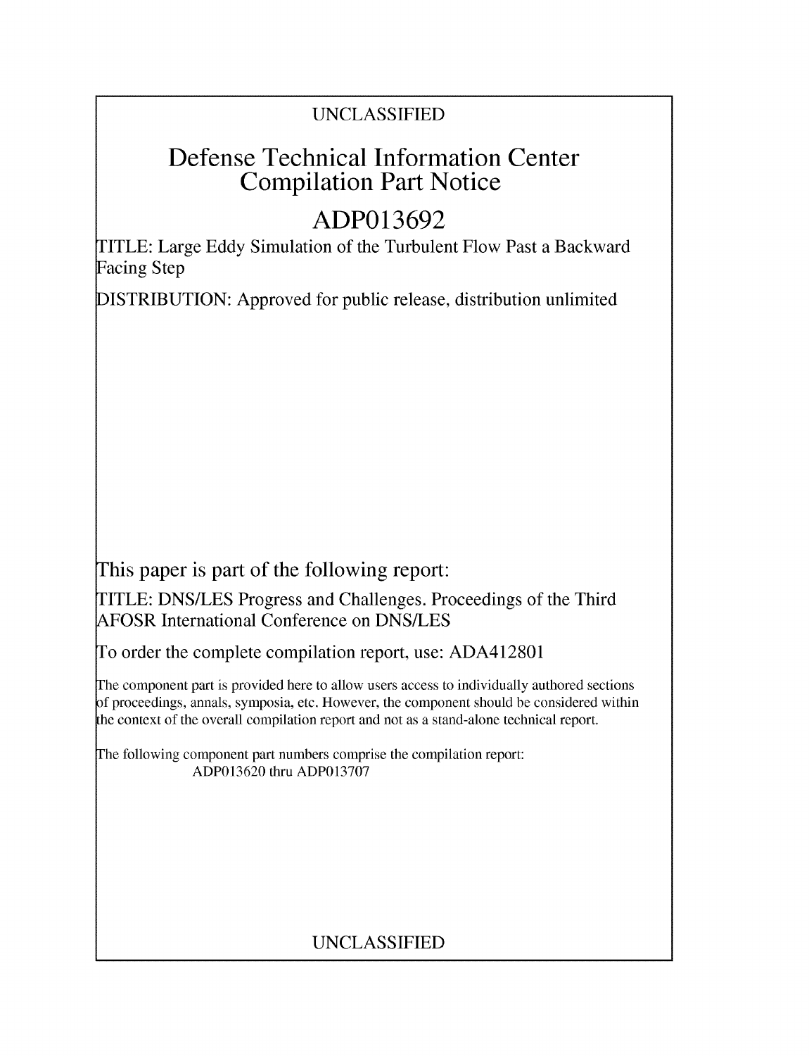UNCLASSIFIED

# Defense Technical Information Center Compilation Part Notice

# ADP013692

TITLE: Large Eddy Simulation of the Turbulent Flow Past a Backward Facing Step

DISTRIBUTION: Approved for public release, distribution unlimited

This paper is part of the following report:

TITLE: DNS/LES Progress and Challenges. Proceedings of the Third AFOSR International Conference on DNS/LES

To order the complete compilation report, use: ADA412801

The component part is provided here to allow users access to individually authored sections of proceedings, annals, symposia, etc. However, the component should be considered within the context of the overall compilation report and not as a stand-alone technical report.

The following component part numbers comprise the compilation report:
ADP013620 thru ADP013707

UNCLASSIFIED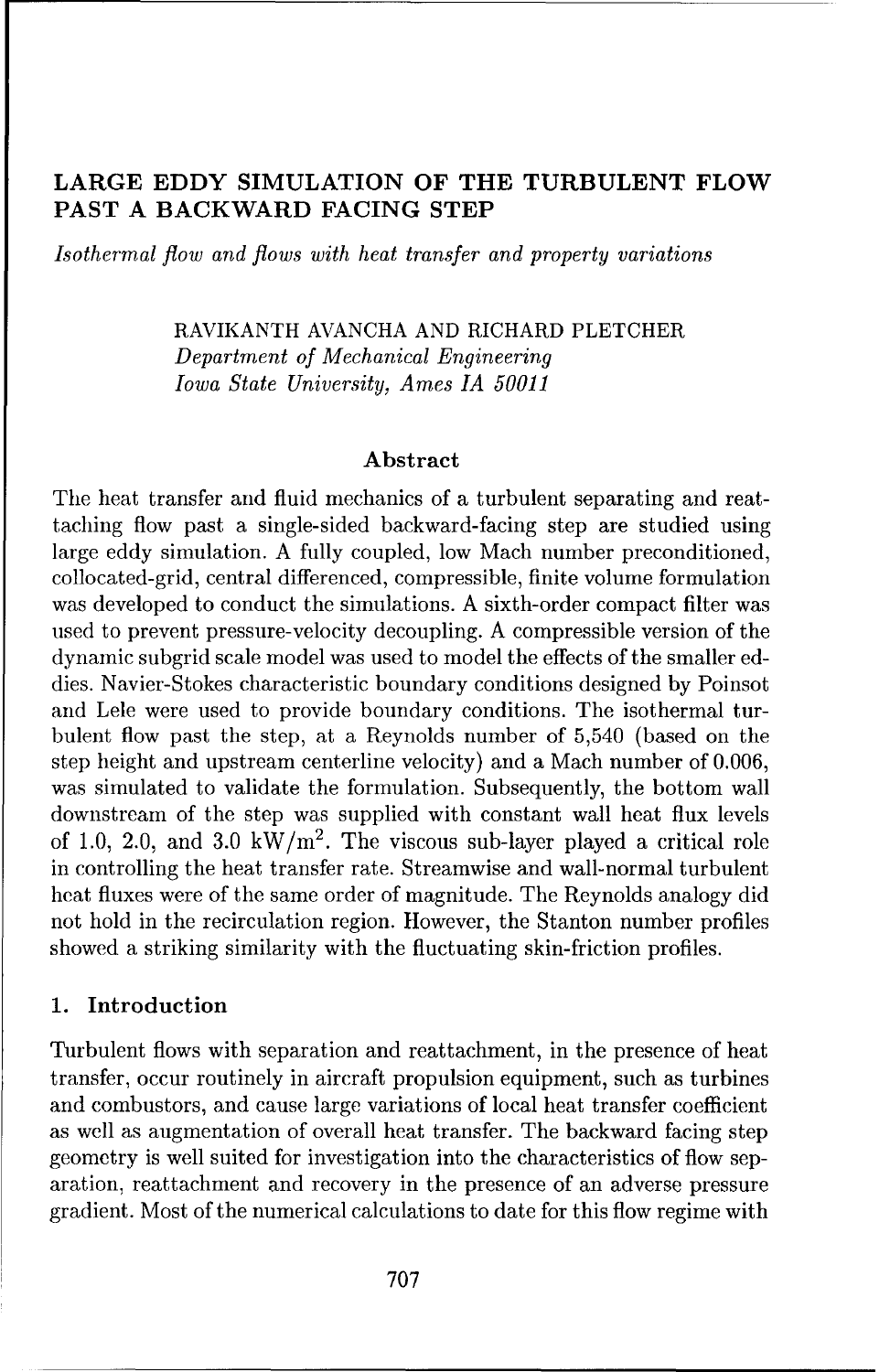# LARGE EDDY SIMULATION OF THE TURBULENT FLOW PAST A BACKWARD FACING STEP

*Isothermal flow and flows with heat transfer and property variations*

RAVIKANTH AVANCHA AND RICHARD PLETCHER
*Department of Mechanical Engineering*
*Iowa State University, Ames IA 50011*

## Abstract

The heat transfer and fluid mechanics of a turbulent separating and reattaching flow past a single-sided backward-facing step are studied using large eddy simulation. A fully coupled, low Mach number preconditioned, collocated-grid, central differenced, compressible, finite volume formulation was developed to conduct the simulations. A sixth-order compact filter was used to prevent pressure-velocity decoupling. A compressible version of the dynamic subgrid scale model was used to model the effects of the smaller eddies. Navier-Stokes characteristic boundary conditions designed by Poinsot and Lele were used to provide boundary conditions. The isothermal turbulent flow past the step, at a Reynolds number of 5,540 (based on the step height and upstream centerline velocity) and a Mach number of 0.006, was simulated to validate the formulation. Subsequently, the bottom wall downstream of the step was supplied with constant wall heat flux levels of 1.0, 2.0, and 3.0 $kW/m^2$. The viscous sub-layer played a critical role in controlling the heat transfer rate. Streamwise and wall-normal turbulent heat fluxes were of the same order of magnitude. The Reynolds analogy did not hold in the recirculation region. However, the Stanton number profiles showed a striking similarity with the fluctuating skin-friction profiles.

## 1. Introduction

Turbulent flows with separation and reattachment, in the presence of heat transfer, occur routinely in aircraft propulsion equipment, such as turbines and combustors, and cause large variations of local heat transfer coefficient as well as augmentation of overall heat transfer. The backward facing step geometry is well suited for investigation into the characteristics of flow separation, reattachment and recovery in the presence of an adverse pressure gradient. Most of the numerical calculations to date for this flow regime with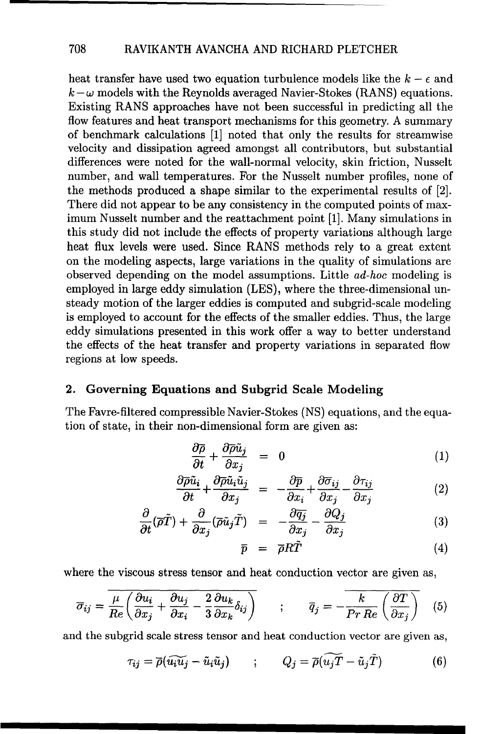heat transfer have used two equation turbulence models like the $k - \epsilon$ and $k - \omega$ models with the Reynolds averaged Navier-Stokes (RANS) equations. Existing RANS approaches have not been successful in predicting all the flow features and heat transport mechanisms for this geometry. A summary of benchmark calculations [1] noted that only the results for streamwise velocity and dissipation agreed amongst all contributors, but substantial differences were noted for the wall-normal velocity, skin friction, Nusselt number, and wall temperatures. For the Nusselt number profiles, none of the methods produced a shape similar to the experimental results of [2]. There did not appear to be any consistency in the computed points of maximum Nusselt number and the reattachment point [1]. Many simulations in this study did not include the effects of property variations although large heat flux levels were used. Since RANS methods rely to a great extent on the modeling aspects, large variations in the quality of simulations are observed depending on the model assumptions. Little *ad-hoc* modeling is employed in large eddy simulation (LES), where the three-dimensional unsteady motion of the larger eddies is computed and subgrid-scale modeling is employed to account for the effects of the smaller eddies. Thus, the large eddy simulations presented in this work offer a way to better understand the effects of the heat transfer and property variations in separated flow regions at low speeds.

## 2. Governing Equations and Subgrid Scale Modeling

The Favre-filtered compressible Navier-Stokes (NS) equations, and the equation of state, in their non-dimensional form are given as:

$$\frac{\partial \bar{\rho}}{\partial t} + \frac{\partial \bar{\rho}\tilde{u}_j}{\partial x_j} = 0 \tag{1}$$

$$\frac{\partial \bar{\rho}\tilde{u}_i}{\partial t} + \frac{\partial \bar{\rho}\tilde{u}_i\tilde{u}_j}{\partial x_j} = -\frac{\partial \bar{p}}{\partial x_i} + \frac{\partial \bar{\sigma}_{ij}}{\partial x_j} - \frac{\partial \tau_{ij}}{\partial x_j} \tag{2}$$

$$\frac{\partial}{\partial t}(\bar{\rho}\tilde{T}) + \frac{\partial}{\partial x_j}(\bar{\rho}\tilde{u}_j\tilde{T}) = -\frac{\partial \bar{q}_j}{\partial x_j} - \frac{\partial Q_j}{\partial x_j} \tag{3}$$

$$\bar{p} = \bar{\rho}R\tilde{T} \tag{4}$$

where the viscous stress tensor and heat conduction vector are given as,

$$\bar{\sigma}_{ij} = \overline{\frac{\mu}{Re}\left(\frac{\partial u_i}{\partial x_j} + \frac{\partial u_j}{\partial x_i} - \frac{2}{3}\frac{\partial u_k}{\partial x_k}\delta_{ij}\right)} \quad ; \quad \bar{q}_j = \overline{-\frac{k}{Pr\,Re}\left(\frac{\partial T}{\partial x_j}\right)} \tag{5}$$

and the subgrid scale stress tensor and heat conduction vector are given as,

$$\tau_{ij} = \bar{\rho}(\widetilde{u_i u_j} - \tilde{u}_i\tilde{u}_j) \quad ; \quad Q_j = \bar{\rho}(\widetilde{u_j T} - \tilde{u}_j\tilde{T}) \tag{6}$$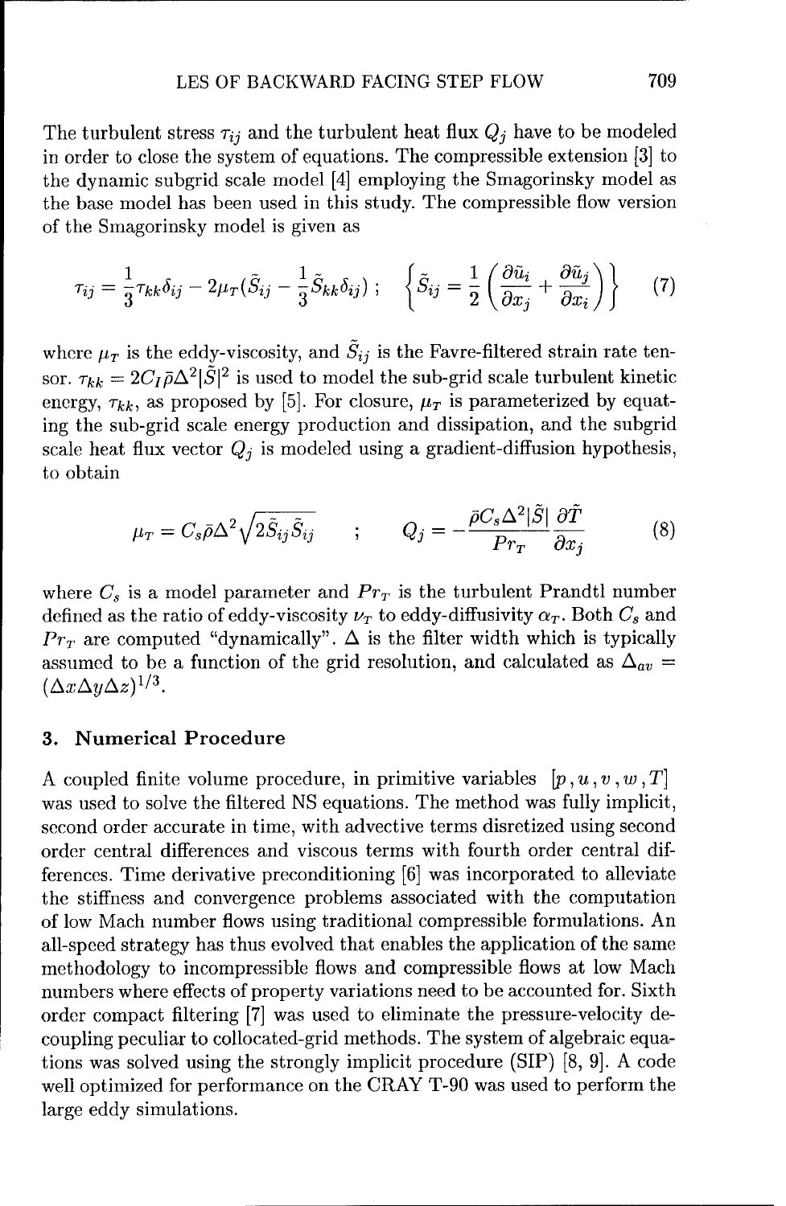The turbulent stress $\tau_{ij}$ and the turbulent heat flux $Q_j$ have to be modeled in order to close the system of equations. The compressible extension [3] to the dynamic subgrid scale model [4] employing the Smagorinsky model as the base model has been used in this study. The compressible flow version of the Smagorinsky model is given as

$$\tau_{ij} = \frac{1}{3}\tau_{kk}\delta_{ij} - 2\mu_T(\tilde{S}_{ij} - \frac{1}{3}\tilde{S}_{kk}\delta_{ij}) \; ; \quad \left\{ \tilde{S}_{ij} = \frac{1}{2}\left(\frac{\partial \tilde{u}_i}{\partial x_j} + \frac{\partial \tilde{u}_j}{\partial x_i}\right) \right\} \tag{7}$$

where $\mu_T$ is the eddy-viscosity, and $\tilde{S}_{ij}$ is the Favre-filtered strain rate tensor. $\tau_{kk} = 2C_I\bar{\rho}\Delta^2|\tilde{S}|^2$ is used to model the sub-grid scale turbulent kinetic energy, $\tau_{kk}$, as proposed by [5]. For closure, $\mu_T$ is parameterized by equating the sub-grid scale energy production and dissipation, and the subgrid scale heat flux vector $Q_j$ is modeled using a gradient-diffusion hypothesis, to obtain

$$\mu_T = C_s\bar{\rho}\Delta^2\sqrt{2\tilde{S}_{ij}\tilde{S}_{ij}} \quad ; \quad Q_j = -\frac{\bar{\rho}C_s\Delta^2|\tilde{S}|}{Pr_T}\frac{\partial \tilde{T}}{\partial x_j} \tag{8}$$

where $C_s$ is a model parameter and $Pr_T$ is the turbulent Prandtl number defined as the ratio of eddy-viscosity $\nu_T$ to eddy-diffusivity $\alpha_T$. Both $C_s$ and $Pr_T$ are computed "dynamically". $\Delta$ is the filter width which is typically assumed to be a function of the grid resolution, and calculated as $\Delta_{av} = (\Delta x \Delta y \Delta z)^{1/3}$.

## 3. Numerical Procedure

A coupled finite volume procedure, in primitive variables $[p, u, v, w, T]$ was used to solve the filtered NS equations. The method was fully implicit, second order accurate in time, with advective terms disretized using second order central differences and viscous terms with fourth order central differences. Time derivative preconditioning [6] was incorporated to alleviate the stiffness and convergence problems associated with the computation of low Mach number flows using traditional compressible formulations. An all-speed strategy has thus evolved that enables the application of the same methodology to incompressible flows and compressible flows at low Mach numbers where effects of property variations need to be accounted for. Sixth order compact filtering [7] was used to eliminate the pressure-velocity decoupling peculiar to collocated-grid methods. The system of algebraic equations was solved using the strongly implicit procedure (SIP) [8, 9]. A code well optimized for performance on the CRAY T-90 was used to perform the large eddy simulations.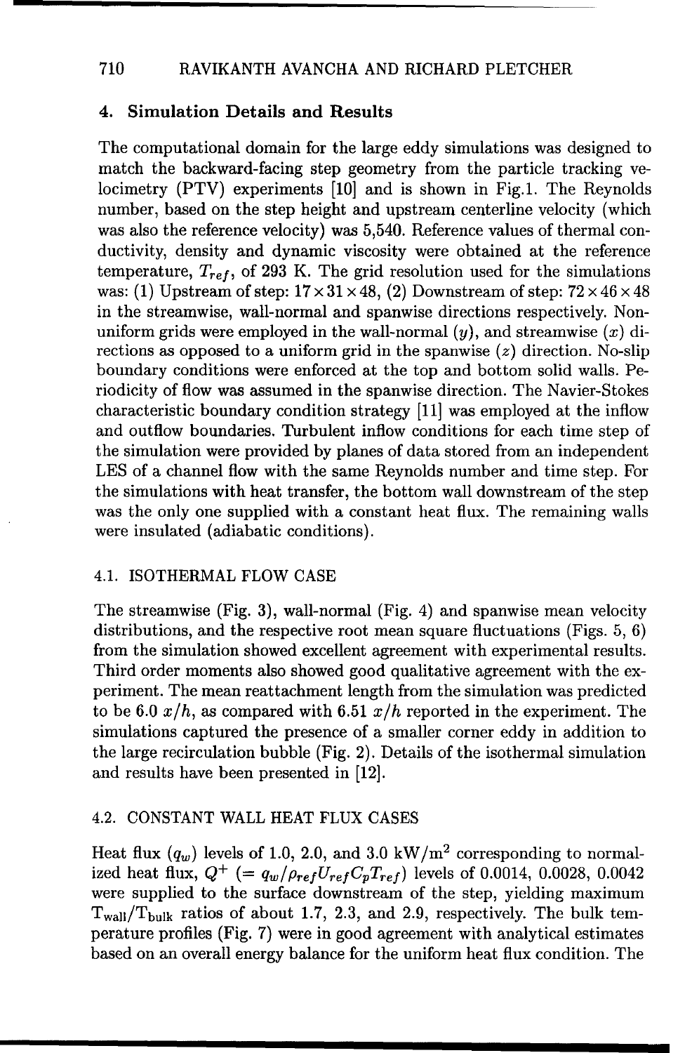## 4. Simulation Details and Results

The computational domain for the large eddy simulations was designed to match the backward-facing step geometry from the particle tracking velocimetry (PTV) experiments [10] and is shown in Fig.1. The Reynolds number, based on the step height and upstream centerline velocity (which was also the reference velocity) was 5,540. Reference values of thermal conductivity, density and dynamic viscosity were obtained at the reference temperature, $T_{ref}$, of 293 K. The grid resolution used for the simulations was: (1) Upstream of step: $17 \times 31 \times 48$, (2) Downstream of step: $72 \times 46 \times 48$ in the streamwise, wall-normal and spanwise directions respectively. Non-uniform grids were employed in the wall-normal ($y$), and streamwise ($x$) directions as opposed to a uniform grid in the spanwise ($z$) direction. No-slip boundary conditions were enforced at the top and bottom solid walls. Periodicity of flow was assumed in the spanwise direction. The Navier-Stokes characteristic boundary condition strategy [11] was employed at the inflow and outflow boundaries. Turbulent inflow conditions for each time step of the simulation were provided by planes of data stored from an independent LES of a channel flow with the same Reynolds number and time step. For the simulations with heat transfer, the bottom wall downstream of the step was the only one supplied with a constant heat flux. The remaining walls were insulated (adiabatic conditions).

### 4.1. ISOTHERMAL FLOW CASE

The streamwise (Fig. 3), wall-normal (Fig. 4) and spanwise mean velocity distributions, and the respective root mean square fluctuations (Figs. 5, 6) from the simulation showed excellent agreement with experimental results. Third order moments also showed good qualitative agreement with the experiment. The mean reattachment length from the simulation was predicted to be 6.0 $x/h$, as compared with 6.51 $x/h$ reported in the experiment. The simulations captured the presence of a smaller corner eddy in addition to the large recirculation bubble (Fig. 2). Details of the isothermal simulation and results have been presented in [12].

### 4.2. CONSTANT WALL HEAT FLUX CASES

Heat flux ($q_w$) levels of 1.0, 2.0, and 3.0 kW/m$^2$ corresponding to normalized heat flux, $Q^+$ ($= q_w/\rho_{ref}U_{ref}C_pT_{ref}$) levels of 0.0014, 0.0028, 0.0042 were supplied to the surface downstream of the step, yielding maximum $T_{wall}/T_{bulk}$ ratios of about 1.7, 2.3, and 2.9, respectively. The bulk temperature profiles (Fig. 7) were in good agreement with analytical estimates based on an overall energy balance for the uniform heat flux condition. The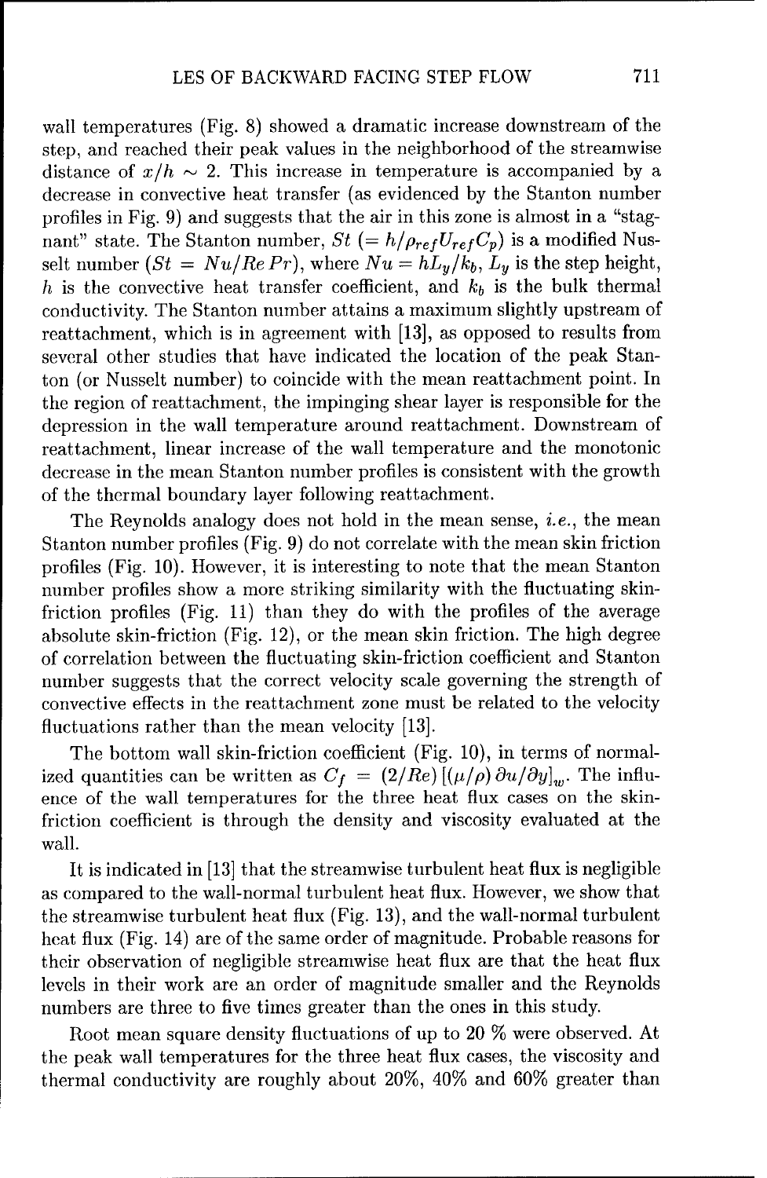wall temperatures (Fig. 8) showed a dramatic increase downstream of the step, and reached their peak values in the neighborhood of the streamwise distance of $x/h \sim 2$. This increase in temperature is accompanied by a decrease in convective heat transfer (as evidenced by the Stanton number profiles in Fig. 9) and suggests that the air in this zone is almost in a "stagnant" state. The Stanton number, $St$ $(= h/\rho_{ref} U_{ref} C_p)$ is a modified Nusselt number ($St = Nu/Re\,Pr$), where $Nu = hL_y/k_b$, $L_y$ is the step height, $h$ is the convective heat transfer coefficient, and $k_b$ is the bulk thermal conductivity. The Stanton number attains a maximum slightly upstream of reattachment, which is in agreement with [13], as opposed to results from several other studies that have indicated the location of the peak Stanton (or Nusselt number) to coincide with the mean reattachment point. In the region of reattachment, the impinging shear layer is responsible for the depression in the wall temperature around reattachment. Downstream of reattachment, linear increase of the wall temperature and the monotonic decrease in the mean Stanton number profiles is consistent with the growth of the thermal boundary layer following reattachment.

The Reynolds analogy does not hold in the mean sense, *i.e.*, the mean Stanton number profiles (Fig. 9) do not correlate with the mean skin friction profiles (Fig. 10). However, it is interesting to note that the mean Stanton number profiles show a more striking similarity with the fluctuating skin-friction profiles (Fig. 11) than they do with the profiles of the average absolute skin-friction (Fig. 12), or the mean skin friction. The high degree of correlation between the fluctuating skin-friction coefficient and Stanton number suggests that the correct velocity scale governing the strength of convective effects in the reattachment zone must be related to the velocity fluctuations rather than the mean velocity [13].

The bottom wall skin-friction coefficient (Fig. 10), in terms of normalized quantities can be written as $C_f = (2/Re)\,[(\mu/\rho)\,\partial u/\partial y]_w$. The influence of the wall temperatures for the three heat flux cases on the skin-friction coefficient is through the density and viscosity evaluated at the wall.

It is indicated in [13] that the streamwise turbulent heat flux is negligible as compared to the wall-normal turbulent heat flux. However, we show that the streamwise turbulent heat flux (Fig. 13), and the wall-normal turbulent heat flux (Fig. 14) are of the same order of magnitude. Probable reasons for their observation of negligible streamwise heat flux are that the heat flux levels in their work are an order of magnitude smaller and the Reynolds numbers are three to five times greater than the ones in this study.

Root mean square density fluctuations of up to 20 % were observed. At the peak wall temperatures for the three heat flux cases, the viscosity and thermal conductivity are roughly about 20%, 40% and 60% greater than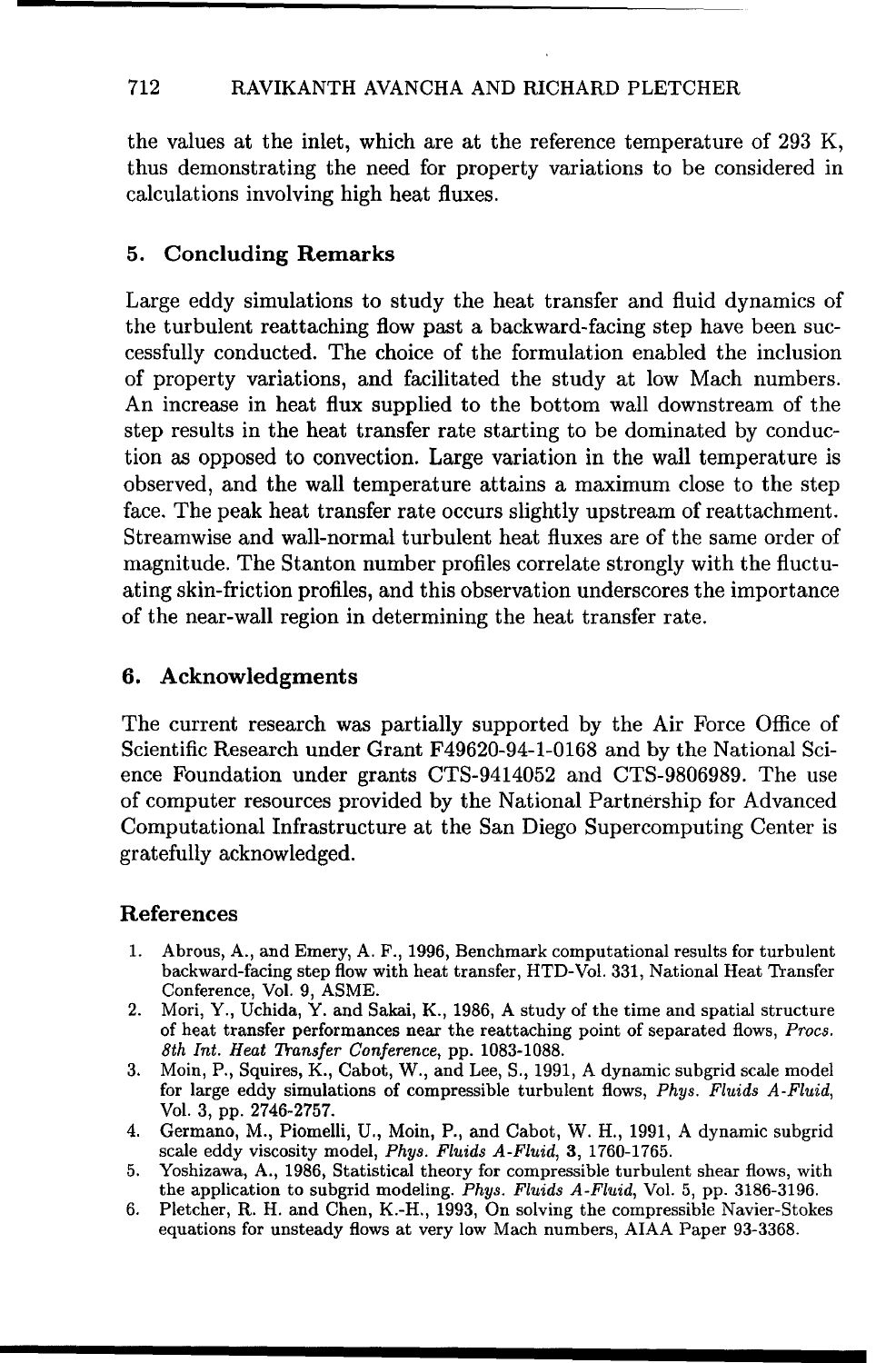the values at the inlet, which are at the reference temperature of 293 K, thus demonstrating the need for property variations to be considered in calculations involving high heat fluxes.

## 5. Concluding Remarks

Large eddy simulations to study the heat transfer and fluid dynamics of the turbulent reattaching flow past a backward-facing step have been successfully conducted. The choice of the formulation enabled the inclusion of property variations, and facilitated the study at low Mach numbers. An increase in heat flux supplied to the bottom wall downstream of the step results in the heat transfer rate starting to be dominated by conduction as opposed to convection. Large variation in the wall temperature is observed, and the wall temperature attains a maximum close to the step face. The peak heat transfer rate occurs slightly upstream of reattachment. Streamwise and wall-normal turbulent heat fluxes are of the same order of magnitude. The Stanton number profiles correlate strongly with the fluctuating skin-friction profiles, and this observation underscores the importance of the near-wall region in determining the heat transfer rate.

## 6. Acknowledgments

The current research was partially supported by the Air Force Office of Scientific Research under Grant F49620-94-1-0168 and by the National Science Foundation under grants CTS-9414052 and CTS-9806989. The use of computer resources provided by the National Partnership for Advanced Computational Infrastructure at the San Diego Supercomputing Center is gratefully acknowledged.

## References

1. Abrous, A., and Emery, A. F., 1996, Benchmark computational results for turbulent backward-facing step flow with heat transfer, HTD-Vol. 331, National Heat Transfer Conference, Vol. 9, ASME.
2. Mori, Y., Uchida, Y. and Sakai, K., 1986, A study of the time and spatial structure of heat transfer performances near the reattaching point of separated flows, *Procs. 8th Int. Heat Transfer Conference*, pp. 1083-1088.
3. Moin, P., Squires, K., Cabot, W., and Lee, S., 1991, A dynamic subgrid scale model for large eddy simulations of compressible turbulent flows, *Phys. Fluids A-Fluid*, Vol. 3, pp. 2746-2757.
4. Germano, M., Piomelli, U., Moin, P., and Cabot, W. H., 1991, A dynamic subgrid scale eddy viscosity model, *Phys. Fluids A-Fluid*, **3**, 1760-1765.
5. Yoshizawa, A., 1986, Statistical theory for compressible turbulent shear flows, with the application to subgrid modeling. *Phys. Fluids A-Fluid*, Vol. 5, pp. 3186-3196.
6. Pletcher, R. H. and Chen, K.-H., 1993, On solving the compressible Navier-Stokes equations for unsteady flows at very low Mach numbers, AIAA Paper 93-3368.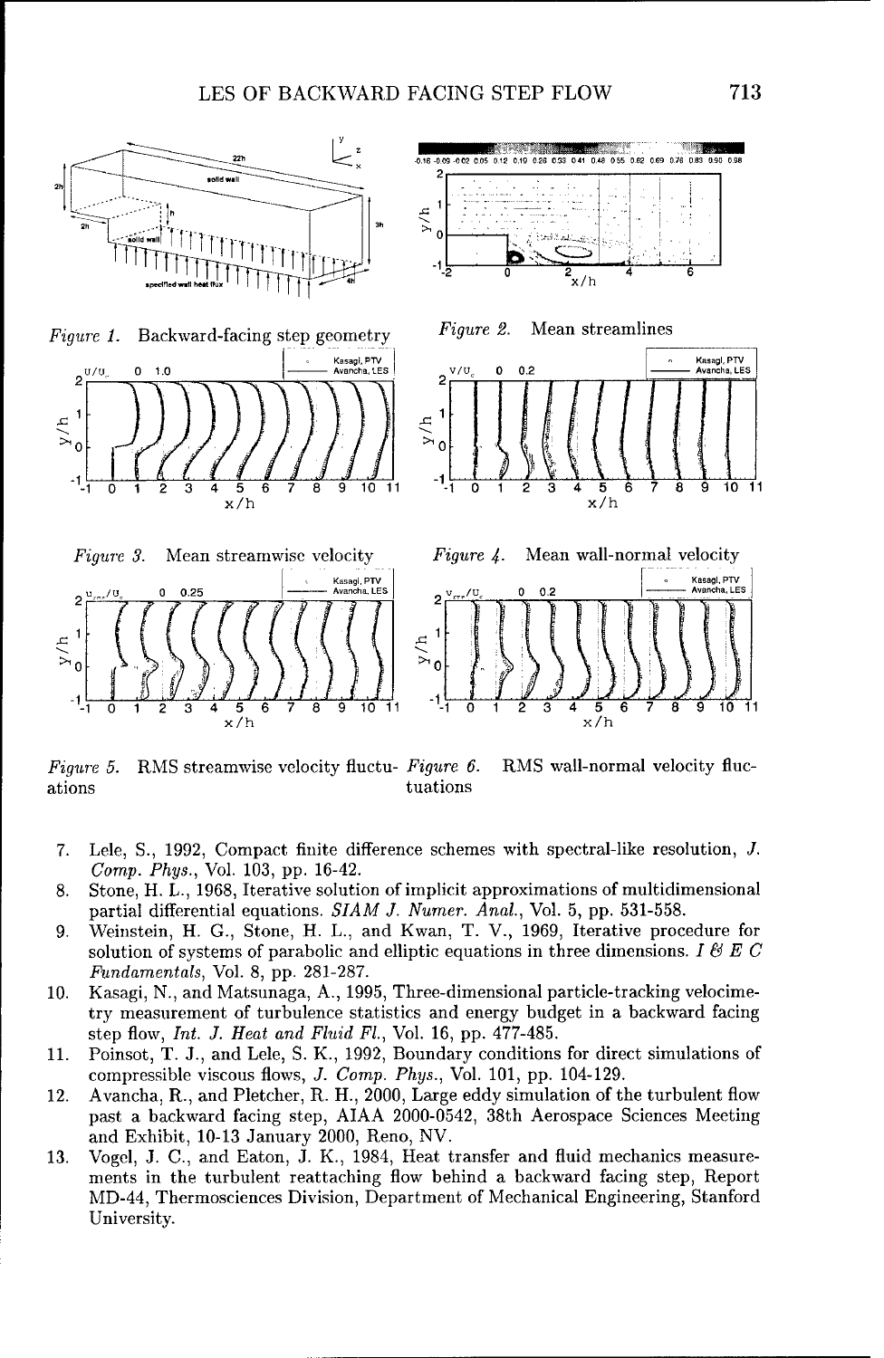*Figure 1.* Backward-facing step geometry

*Figure 2.* Mean streamlines

*Figure 3.* Mean streamwise velocity

*Figure 4.* Mean wall-normal velocity

*Figure 5.* RMS streamwise velocity fluctuations

*Figure 6.* RMS wall-normal velocity fluctuations

7. Lele, S., 1992, Compact finite difference schemes with spectral-like resolution, *J. Comp. Phys.*, Vol. 103, pp. 16-42.
8. Stone, H. L., 1968, Iterative solution of implicit approximations of multidimensional partial differential equations. *SIAM J. Numer. Anal.*, Vol. 5, pp. 531-558.
9. Weinstein, H. G., Stone, H. L., and Kwan, T. V., 1969, Iterative procedure for solution of systems of parabolic and elliptic equations in three dimensions. *I & E C Fundamentals*, Vol. 8, pp. 281-287.
10. Kasagi, N., and Matsunaga, A., 1995, Three-dimensional particle-tracking velocimetry measurement of turbulence statistics and energy budget in a backward facing step flow, *Int. J. Heat and Fluid Fl.*, Vol. 16, pp. 477-485.
11. Poinsot, T. J., and Lele, S. K., 1992, Boundary conditions for direct simulations of compressible viscous flows, *J. Comp. Phys.*, Vol. 101, pp. 104-129.
12. Avancha, R., and Pletcher, R. H., 2000, Large eddy simulation of the turbulent flow past a backward facing step, AIAA 2000-0542, 38th Aerospace Sciences Meeting and Exhibit, 10-13 January 2000, Reno, NV.
13. Vogel, J. C., and Eaton, J. K., 1984, Heat transfer and fluid mechanics measurements in the turbulent reattaching flow behind a backward facing step, Report MD-44, Thermosciences Division, Department of Mechanical Engineering, Stanford University.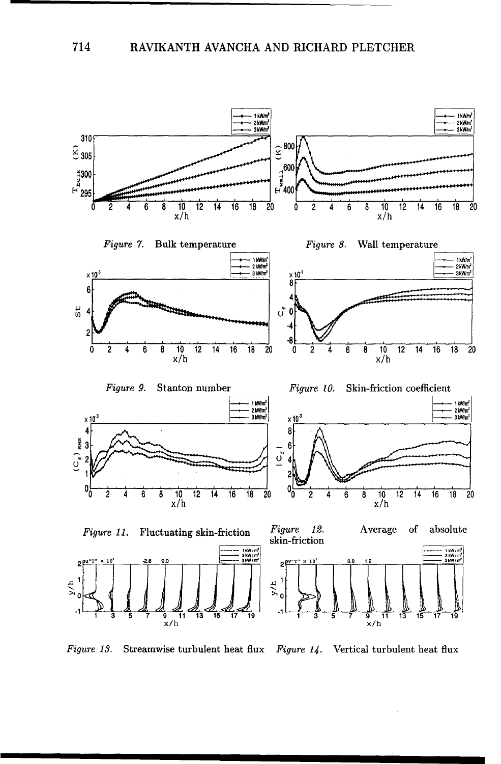1 kW/m²
2 kW/m²
3 kW/m²

310
305
300
295
$T_{bulk}$ (K)
0 2 4 6 8 10 12 14 16 18 20
x/h

*Figure 7.* Bulk temperature

1 kW/m²
2 kW/m²
3 kW/m²

800
600
400
$T_{wall}$ (K)
0 2 4 6 8 10 12 14 16 18 20
x/h

*Figure 8.* Wall temperature

1 kW/m²
2 kW/m²
3 kW/m²

×10⁻³
6
4
2
St
0 2 4 6 8 10 12 14 16 18 20
x/h

*Figure 9.* Stanton number

1 kW/m²
2 kW/m²
3 kW/m²

×10⁻³
8
4
0
-4
-8
$C_f$
0 2 4 6 8 10 12 14 16 18 20
x/h

*Figure 10.* Skin-friction coefficient

1 kW/m²
2 kW/m²
3 kW/m²

×10⁻³
4
3
2
1
0
$(C_f)_{RMS}$
0 2 4 6 8 10 12 14 16 18 20
x/h

*Figure 11.* Fluctuating skin-friction

1 kW/m²
2 kW/m²
3 kW/m²

×10⁻³
8
6
4
2
0
$|C_f|$
0 2 4 6 8 10 12 14 16 18 20
x/h

*Figure 12.* Average of absolute skin-friction

1 kW/m²
2 kW/m²
3 kW/m²

ρu″T″ × 10²
-2.8 0.0
2
1
0
-1
y/h
1 3 5 7 9 11 13 15 17 19
x/h

*Figure 13.* Streamwise turbulent heat flux

1 kW/m²
2 kW/m²
3 kW/m²

ρv″T″ × 10²
0.0 1.2
2
1
0
-1
y/h
1 3 5 7 9 11 13 15 17 19
x/h

*Figure 14.* Vertical turbulent heat flux